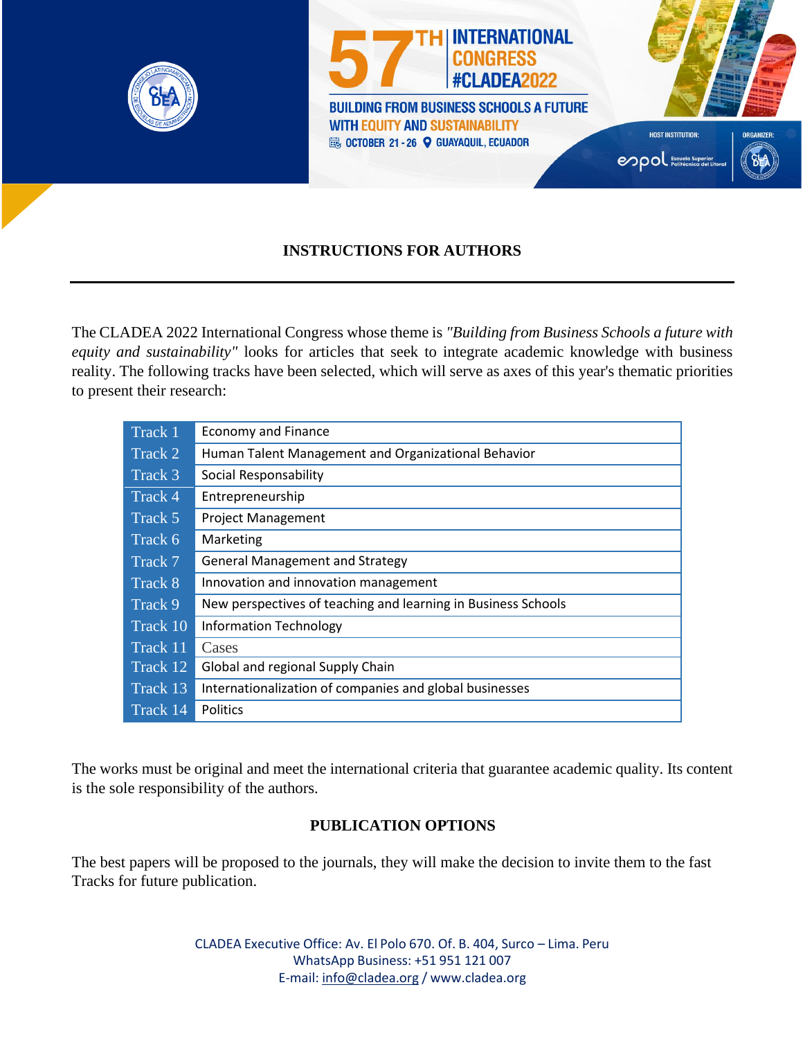57TH INTERNATIONAL CONGRESS #CLADEA2022

BUILDING FROM BUSINESS SCHOOLS A FUTURE WITH EQUITY AND SUSTAINABILITY

OCTOBER 21 - 26 GUAYAQUIL, ECUADOR

HOST INSTITUTION: espol Escuela Superior Politécnica del Litoral

ORGANIZER: CLADEA

## INSTRUCTIONS FOR AUTHORS

The CLADEA 2022 International Congress whose theme is *"Building from Business Schools a future with equity and sustainability"* looks for articles that seek to integrate academic knowledge with business reality. The following tracks have been selected, which will serve as axes of this year's thematic priorities to present their research:

| Track | Topic |
|---|---|
| Track 1 | Economy and Finance |
| Track 2 | Human Talent Management and Organizational Behavior |
| Track 3 | Social Responsability |
| Track 4 | Entrepreneurship |
| Track 5 | Project Management |
| Track 6 | Marketing |
| Track 7 | General Management and Strategy |
| Track 8 | Innovation and innovation management |
| Track 9 | New perspectives of teaching and learning in Business Schools |
| Track 10 | Information Technology |
| Track 11 | Cases |
| Track 12 | Global and regional Supply Chain |
| Track 13 | Internationalization of companies and global businesses |
| Track 14 | Politics |

The works must be original and meet the international criteria that guarantee academic quality. Its content is the sole responsibility of the authors.

## PUBLICATION OPTIONS

The best papers will be proposed to the journals, they will make the decision to invite them to the fast Tracks for future publication.

CLADEA Executive Office: Av. El Polo 670. Of. B. 404, Surco – Lima. Peru
WhatsApp Business: +51 951 121 007
E-mail: info@cladea.org / www.cladea.org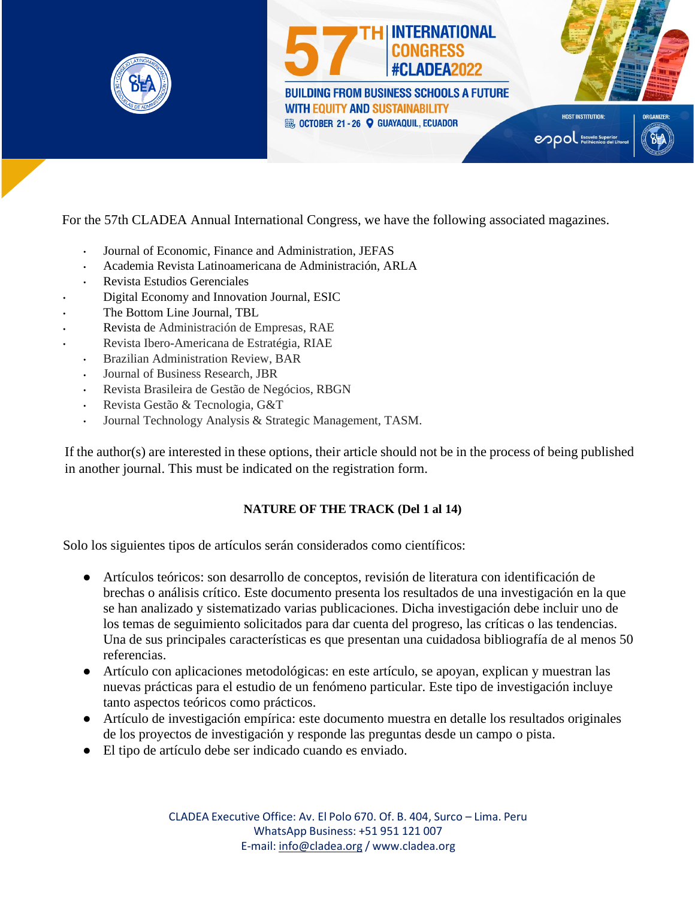For the 57th CLADEA Annual International Congress, we have the following associated magazines.

- Journal of Economic, Finance and Administration, JEFAS
- Academia Revista Latinoamericana de Administración, ARLA
- Revista Estudios Gerenciales
- Digital Economy and Innovation Journal, ESIC
- The Bottom Line Journal, TBL
- Revista de Administración de Empresas, RAE
- Revista Ibero-Americana de Estratégia, RIAE
- Brazilian Administration Review, BAR
- Journal of Business Research, JBR
- Revista Brasileira de Gestão de Negócios, RBGN
- Revista Gestão & Tecnologia, G&T
- Journal Technology Analysis & Strategic Management, TASM.

If the author(s) are interested in these options, their article should not be in the process of being published in another journal. This must be indicated on the registration form.

**NATURE OF THE TRACK (Del 1 al 14)**

Solo los siguientes tipos de artículos serán considerados como científicos:

- Artículos teóricos: son desarrollo de conceptos, revisión de literatura con identificación de brechas o análisis crítico. Este documento presenta los resultados de una investigación en la que se han analizado y sistematizado varias publicaciones. Dicha investigación debe incluir uno de los temas de seguimiento solicitados para dar cuenta del progreso, las críticas o las tendencias. Una de sus principales características es que presentan una cuidadosa bibliografía de al menos 50 referencias.
- Artículo con aplicaciones metodológicas: en este artículo, se apoyan, explican y muestran las nuevas prácticas para el estudio de un fenómeno particular. Este tipo de investigación incluye tanto aspectos teóricos como prácticos.
- Artículo de investigación empírica: este documento muestra en detalle los resultados originales de los proyectos de investigación y responde las preguntas desde un campo o pista.
- El tipo de artículo debe ser indicado cuando es enviado.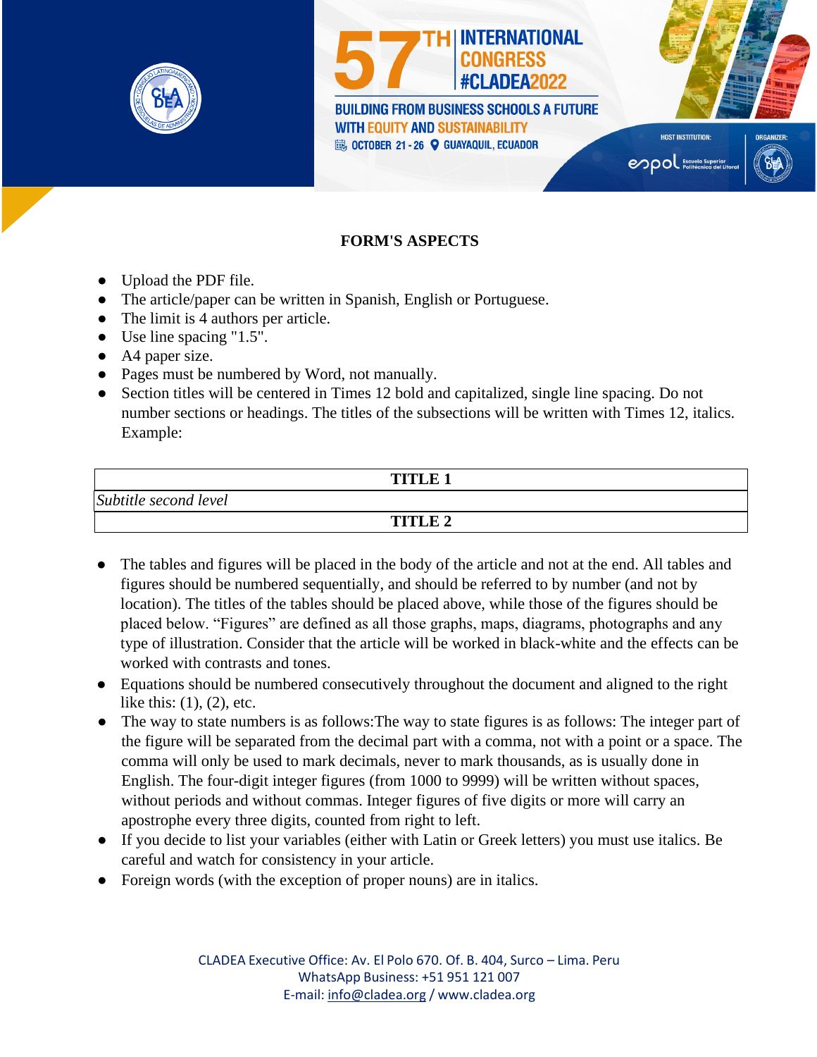## FORM'S ASPECTS

- Upload the PDF file.
- The article/paper can be written in Spanish, English or Portuguese.
- The limit is 4 authors per article.
- Use line spacing "1.5".
- A4 paper size.
- Pages must be numbered by Word, not manually.
- Section titles will be centered in Times 12 bold and capitalized, single line spacing. Do not number sections or headings. The titles of the subsections will be written with Times 12, italics. Example:

| **TITLE 1** |
|---|
| *Subtitle second level* |
| **TITLE 2** |

- The tables and figures will be placed in the body of the article and not at the end. All tables and figures should be numbered sequentially, and should be referred to by number (and not by location). The titles of the tables should be placed above, while those of the figures should be placed below. "Figures" are defined as all those graphs, maps, diagrams, photographs and any type of illustration. Consider that the article will be worked in black-white and the effects can be worked with contrasts and tones.
- Equations should be numbered consecutively throughout the document and aligned to the right like this: (1), (2), etc.
- The way to state numbers is as follows:The way to state figures is as follows: The integer part of the figure will be separated from the decimal part with a comma, not with a point or a space. The comma will only be used to mark decimals, never to mark thousands, as is usually done in English. The four-digit integer figures (from 1000 to 9999) will be written without spaces, without periods and without commas. Integer figures of five digits or more will carry an apostrophe every three digits, counted from right to left.
- If you decide to list your variables (either with Latin or Greek letters) you must use italics. Be careful and watch for consistency in your article.
- Foreign words (with the exception of proper nouns) are in italics.

CLADEA Executive Office: Av. El Polo 670. Of. B. 404, Surco – Lima. Peru
WhatsApp Business: +51 951 121 007
E-mail: info@cladea.org / www.cladea.org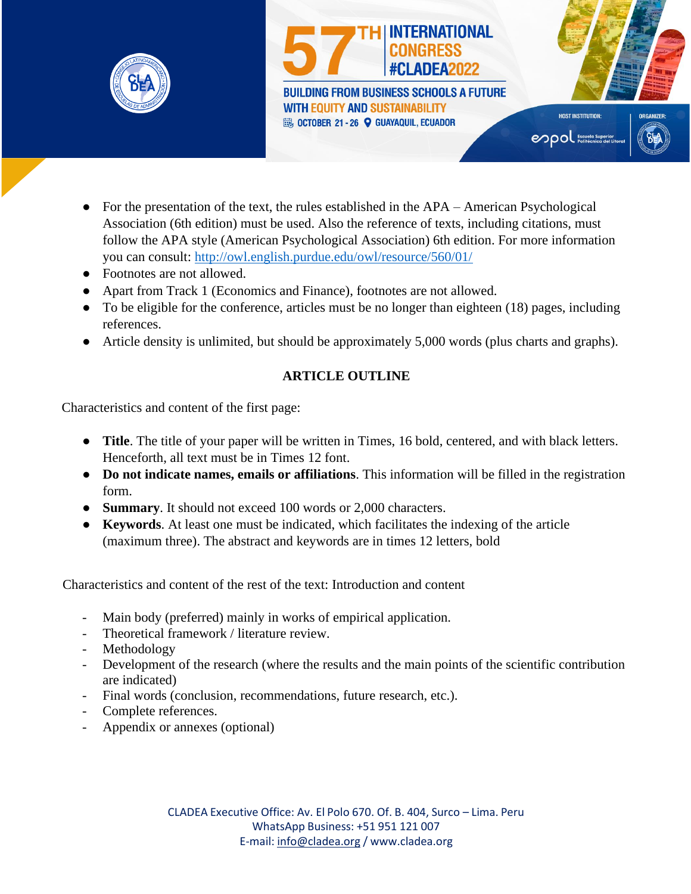- For the presentation of the text, the rules established in the APA – American Psychological Association (6th edition) must be used. Also the reference of texts, including citations, must follow the APA style (American Psychological Association) 6th edition. For more information you can consult: http://owl.english.purdue.edu/owl/resource/560/01/
- Footnotes are not allowed.
- Apart from Track 1 (Economics and Finance), footnotes are not allowed.
- To be eligible for the conference, articles must be no longer than eighteen (18) pages, including references.
- Article density is unlimited, but should be approximately 5,000 words (plus charts and graphs).

## ARTICLE OUTLINE

Characteristics and content of the first page:

- **Title**. The title of your paper will be written in Times, 16 bold, centered, and with black letters. Henceforth, all text must be in Times 12 font.
- **Do not indicate names, emails or affiliations**. This information will be filled in the registration form.
- **Summary**. It should not exceed 100 words or 2,000 characters.
- **Keywords**. At least one must be indicated, which facilitates the indexing of the article (maximum three). The abstract and keywords are in times 12 letters, bold

Characteristics and content of the rest of the text: Introduction and content

- Main body (preferred) mainly in works of empirical application.
- Theoretical framework / literature review.
- Methodology
- Development of the research (where the results and the main points of the scientific contribution are indicated)
- Final words (conclusion, recommendations, future research, etc.).
- Complete references.
- Appendix or annexes (optional)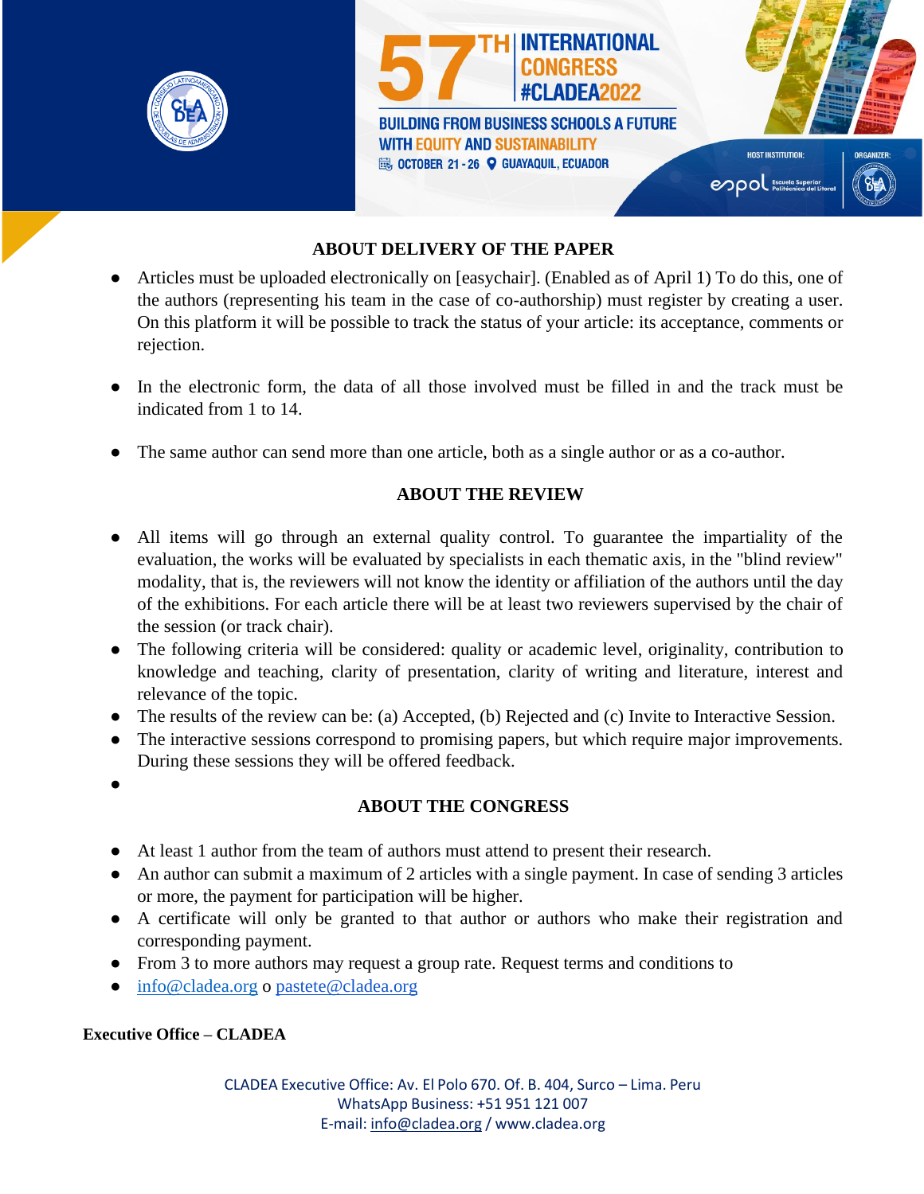## ABOUT DELIVERY OF THE PAPER

- Articles must be uploaded electronically on [easychair]. (Enabled as of April 1) To do this, one of the authors (representing his team in the case of co-authorship) must register by creating a user. On this platform it will be possible to track the status of your article: its acceptance, comments or rejection.

- In the electronic form, the data of all those involved must be filled in and the track must be indicated from 1 to 14.

- The same author can send more than one article, both as a single author or as a co-author.

## ABOUT THE REVIEW

- All items will go through an external quality control. To guarantee the impartiality of the evaluation, the works will be evaluated by specialists in each thematic axis, in the "blind review" modality, that is, the reviewers will not know the identity or affiliation of the authors until the day of the exhibitions. For each article there will be at least two reviewers supervised by the chair of the session (or track chair).
- The following criteria will be considered: quality or academic level, originality, contribution to knowledge and teaching, clarity of presentation, clarity of writing and literature, interest and relevance of the topic.
- The results of the review can be: (a) Accepted, (b) Rejected and (c) Invite to Interactive Session.
- The interactive sessions correspond to promising papers, but which require major improvements. During these sessions they will be offered feedback.

## ABOUT THE CONGRESS

- At least 1 author from the team of authors must attend to present their research.
- An author can submit a maximum of 2 articles with a single payment. In case of sending 3 articles or more, the payment for participation will be higher.
- A certificate will only be granted to that author or authors who make their registration and corresponding payment.
- From 3 to more authors may request a group rate. Request terms and conditions to
- info@cladea.org o pastete@cladea.org

**Executive Office – CLADEA**